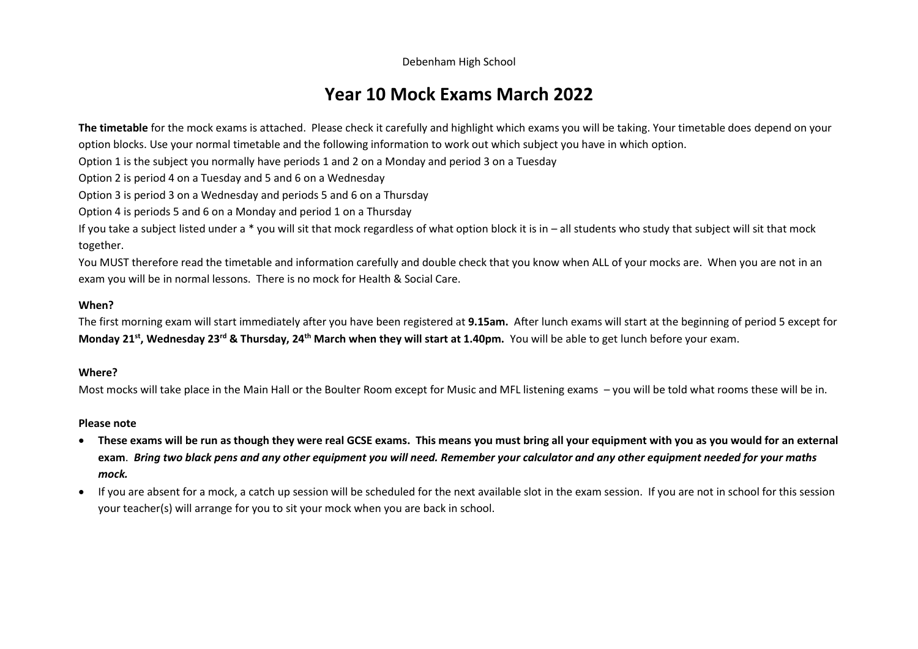Debenham High School

# Year 10 Mock Exams March 2022

**The timetable** for the mock exams is attached. Please check it carefully and highlight which exams you will be taking. Your timetable does depend on your option blocks. Use your normal timetable and the following information to work out which subject you have in which option.

Option 1 is the subject you normally have periods 1 and 2 on a Monday and period 3 on a Tuesday

Option 2 is period 4 on a Tuesday and 5 and 6 on a Wednesday

Option 3 is period 3 on a Wednesday and periods 5 and 6 on a Thursday

Option 4 is periods 5 and 6 on a Monday and period 1 on a Thursday

If you take a subject listed under a * you will sit that mock regardless of what option block it is in – all students who study that subject will sit that mock together.

You MUST therefore read the timetable and information carefully and double check that you know when ALL of your mocks are. When you are not in an exam you will be in normal lessons. There is no mock for Health & Social Care.

**When?**

The first morning exam will start immediately after you have been registered at **9.15am.** After lunch exams will start at the beginning of period 5 except for **Monday 21st, Wednesday 23rd & Thursday, 24th March when they will start at 1.40pm.** You will be able to get lunch before your exam.

**Where?**

Most mocks will take place in the Main Hall or the Boulter Room except for Music and MFL listening exams – you will be told what rooms these will be in.

**Please note**

- **These exams will be run as though they were real GCSE exams. This means you must bring all your equipment with you as you would for an external exam**. ***Bring two black pens and any other equipment you will need. Remember your calculator and any other equipment needed for your maths mock.***
- If you are absent for a mock, a catch up session will be scheduled for the next available slot in the exam session. If you are not in school for this session your teacher(s) will arrange for you to sit your mock when you are back in school.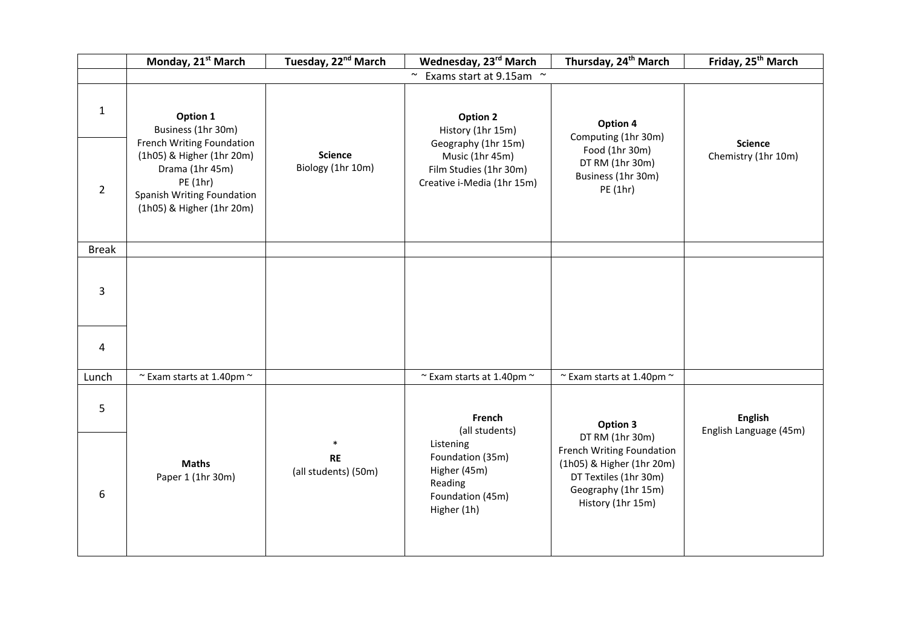| | Monday, 21st March | Tuesday, 22nd March | Wednesday, 23rd March | Thursday, 24th March | Friday, 25th March |
|---|---|---|---|---|---|
| | ~ Exams start at 9.15am ~ | | | | |
| 1 / 2 | **Option 1**<br>Business (1hr 30m)<br>French Writing Foundation (1h05) & Higher (1hr 20m)<br>Drama (1hr 45m)<br>PE (1hr)<br>Spanish Writing Foundation (1h05) & Higher (1hr 20m) | **Science**<br>Biology (1hr 10m) | **Option 2**<br>History (1hr 15m)<br>Geography (1hr 15m)<br>Music (1hr 45m)<br>Film Studies (1hr 30m)<br>Creative i-Media (1hr 15m) | **Option 4**<br>Computing (1hr 30m)<br>Food (1hr 30m)<br>DT RM (1hr 30m)<br>Business (1hr 30m)<br>PE (1hr) | **Science**<br>Chemistry (1hr 10m) |
| Break | | | | | |
| 3 / 4 | | | | | |
| Lunch | ~ Exam starts at 1.40pm ~ | | ~ Exam starts at 1.40pm ~ | ~ Exam starts at 1.40pm ~ | |
| 5 / 6 | **Maths**<br>Paper 1 (1hr 30m) | *<br>**RE**<br>(all students) (50m) | **French**<br>(all students)<br>Listening<br>Foundation (35m)<br>Higher (45m)<br>Reading<br>Foundation (45m)<br>Higher (1h) | **Option 3**<br>DT RM (1hr 30m)<br>French Writing Foundation (1h05) & Higher (1hr 20m)<br>DT Textiles (1hr 30m)<br>Geography (1hr 15m)<br>History (1hr 15m) | **English**<br>English Language (45m) |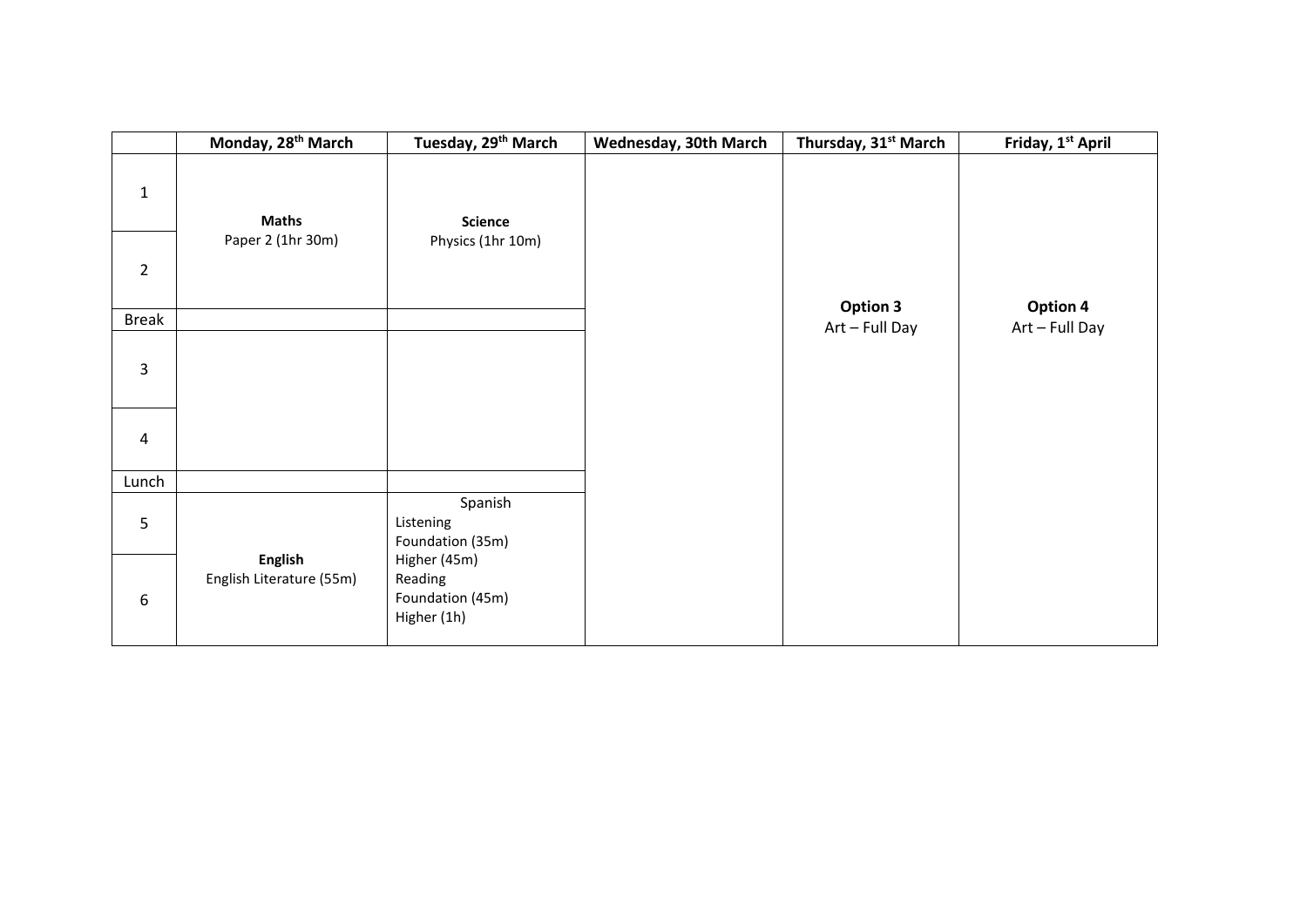| | Monday, 28th March | Tuesday, 29th March | Wednesday, 30th March | Thursday, 31st March | Friday, 1st April |
|---|---|---|---|---|---|
| 1 | **Maths** Paper 2 (1hr 30m) | **Science** Physics (1hr 10m) | | **Option 3** Art – Full Day | **Option 4** Art – Full Day |
| 2 | | | | | |
| Break | | | | | |
| 3 | | | | | |
| 4 | | | | | |
| Lunch | | | | | |
| 5 | **English** English Literature (55m) | Spanish Listening Foundation (35m) Higher (45m) Reading Foundation (45m) Higher (1h) | | | |
| 6 | | | | | |